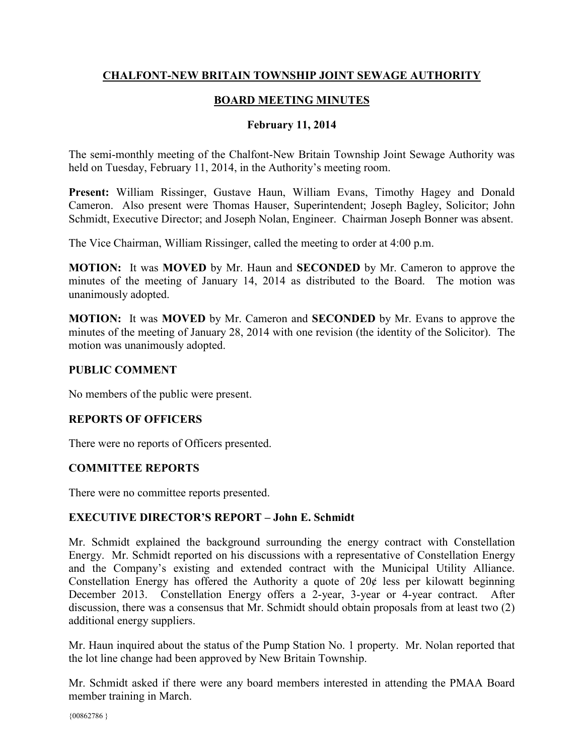# CHALFONT-NEW BRITAIN TOWNSHIP JOINT SEWAGE AUTHORITY

## BOARD MEETING MINUTES

### February 11, 2014

The semi-monthly meeting of the Chalfont-New Britain Township Joint Sewage Authority was held on Tuesday, February 11, 2014, in the Authority's meeting room.

**Present:** William Rissinger, Gustave Haun, William Evans, Timothy Hagey and Donald Cameron. Also present were Thomas Hauser, Superintendent; Joseph Bagley, Solicitor; John Schmidt, Executive Director; and Joseph Nolan, Engineer. Chairman Joseph Bonner was absent.

The Vice Chairman, William Rissinger, called the meeting to order at 4:00 p.m.

**MOTION:** It was **MOVED** by Mr. Haun and **SECONDED** by Mr. Cameron to approve the minutes of the meeting of January 14, 2014 as distributed to the Board. The motion was unanimously adopted.

**MOTION:** It was **MOVED** by Mr. Cameron and **SECONDED** by Mr. Evans to approve the minutes of the meeting of January 28, 2014 with one revision (the identity of the Solicitor). The motion was unanimously adopted.

### PUBLIC COMMENT

No members of the public were present.

### REPORTS OF OFFICERS

There were no reports of Officers presented.

### COMMITTEE REPORTS

There were no committee reports presented.

### EXECUTIVE DIRECTOR'S REPORT – John E. Schmidt

Mr. Schmidt explained the background surrounding the energy contract with Constellation Energy. Mr. Schmidt reported on his discussions with a representative of Constellation Energy and the Company's existing and extended contract with the Municipal Utility Alliance. Constellation Energy has offered the Authority a quote of 20¢ less per kilowatt beginning December 2013. Constellation Energy offers a 2-year, 3-year or 4-year contract. After discussion, there was a consensus that Mr. Schmidt should obtain proposals from at least two (2) additional energy suppliers.

Mr. Haun inquired about the status of the Pump Station No. 1 property. Mr. Nolan reported that the lot line change had been approved by New Britain Township.

Mr. Schmidt asked if there were any board members interested in attending the PMAA Board member training in March.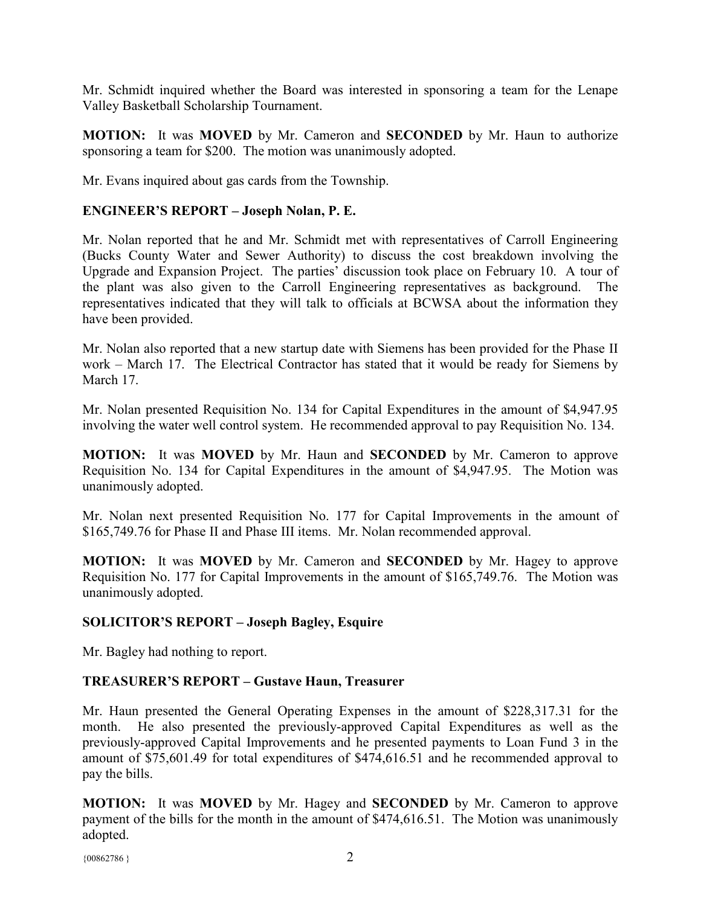Mr. Schmidt inquired whether the Board was interested in sponsoring a team for the Lenape Valley Basketball Scholarship Tournament.

**MOTION:** It was **MOVED** by Mr. Cameron and **SECONDED** by Mr. Haun to authorize sponsoring a team for $200. The motion was unanimously adopted.

Mr. Evans inquired about gas cards from the Township.

## ENGINEER'S REPORT – Joseph Nolan, P. E.

Mr. Nolan reported that he and Mr. Schmidt met with representatives of Carroll Engineering (Bucks County Water and Sewer Authority) to discuss the cost breakdown involving the Upgrade and Expansion Project. The parties' discussion took place on February 10. A tour of the plant was also given to the Carroll Engineering representatives as background. The representatives indicated that they will talk to officials at BCWSA about the information they have been provided.

Mr. Nolan also reported that a new startup date with Siemens has been provided for the Phase II work – March 17. The Electrical Contractor has stated that it would be ready for Siemens by March 17.

Mr. Nolan presented Requisition No. 134 for Capital Expenditures in the amount of $4,947.95 involving the water well control system. He recommended approval to pay Requisition No. 134.

**MOTION:** It was **MOVED** by Mr. Haun and **SECONDED** by Mr. Cameron to approve Requisition No. 134 for Capital Expenditures in the amount of $4,947.95. The Motion was unanimously adopted.

Mr. Nolan next presented Requisition No. 177 for Capital Improvements in the amount of $165,749.76 for Phase II and Phase III items. Mr. Nolan recommended approval.

**MOTION:** It was **MOVED** by Mr. Cameron and **SECONDED** by Mr. Hagey to approve Requisition No. 177 for Capital Improvements in the amount of $165,749.76. The Motion was unanimously adopted.

## SOLICITOR'S REPORT – Joseph Bagley, Esquire

Mr. Bagley had nothing to report.

## TREASURER'S REPORT – Gustave Haun, Treasurer

Mr. Haun presented the General Operating Expenses in the amount of $228,317.31 for the month. He also presented the previously-approved Capital Expenditures as well as the previously-approved Capital Improvements and he presented payments to Loan Fund 3 in the amount of $75,601.49 for total expenditures of $474,616.51 and he recommended approval to pay the bills.

**MOTION:** It was **MOVED** by Mr. Hagey and **SECONDED** by Mr. Cameron to approve payment of the bills for the month in the amount of $474,616.51. The Motion was unanimously adopted.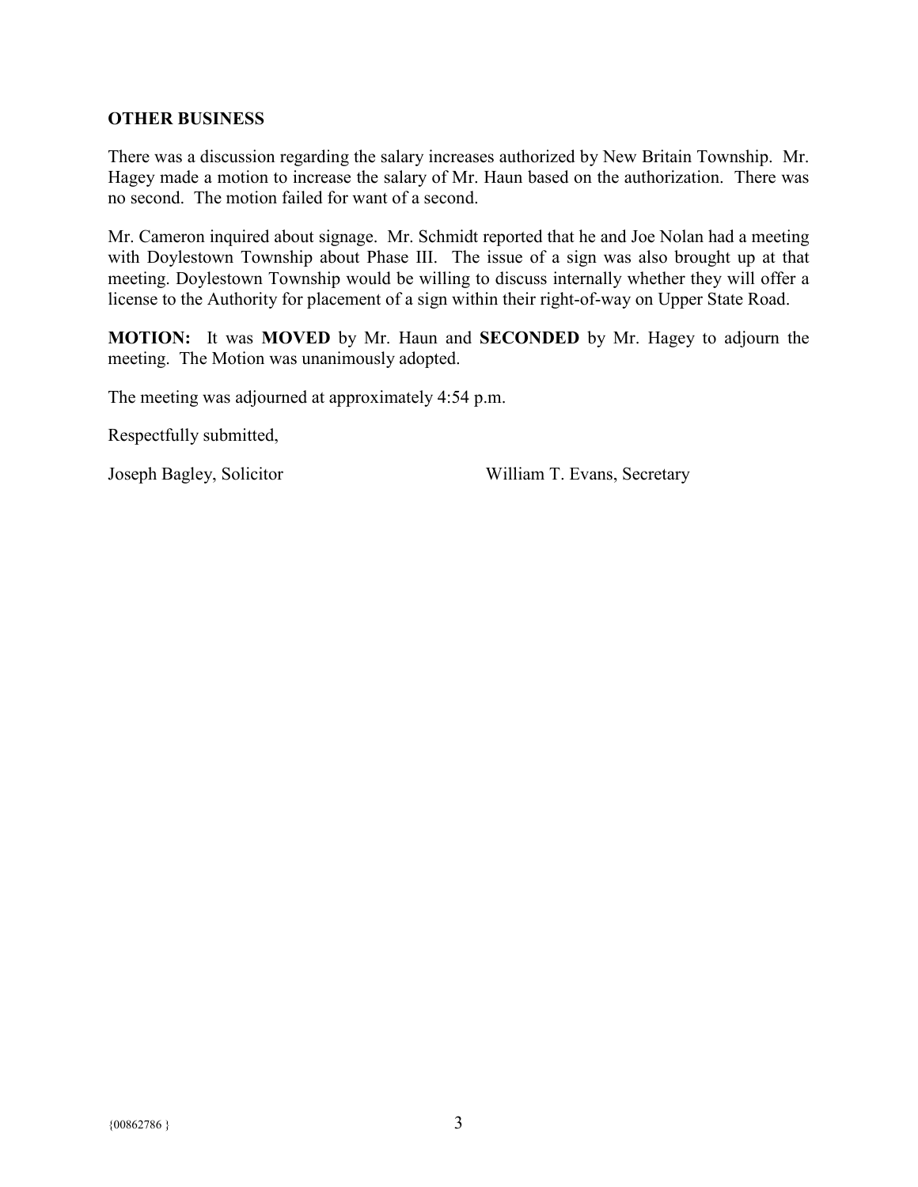**OTHER BUSINESS**

There was a discussion regarding the salary increases authorized by New Britain Township. Mr. Hagey made a motion to increase the salary of Mr. Haun based on the authorization. There was no second. The motion failed for want of a second.

Mr. Cameron inquired about signage. Mr. Schmidt reported that he and Joe Nolan had a meeting with Doylestown Township about Phase III. The issue of a sign was also brought up at that meeting. Doylestown Township would be willing to discuss internally whether they will offer a license to the Authority for placement of a sign within their right-of-way on Upper State Road.

**MOTION:** It was **MOVED** by Mr. Haun and **SECONDED** by Mr. Hagey to adjourn the meeting. The Motion was unanimously adopted.

The meeting was adjourned at approximately 4:54 p.m.

Respectfully submitted,

Joseph Bagley, Solicitor

William T. Evans, Secretary

{00862786 }